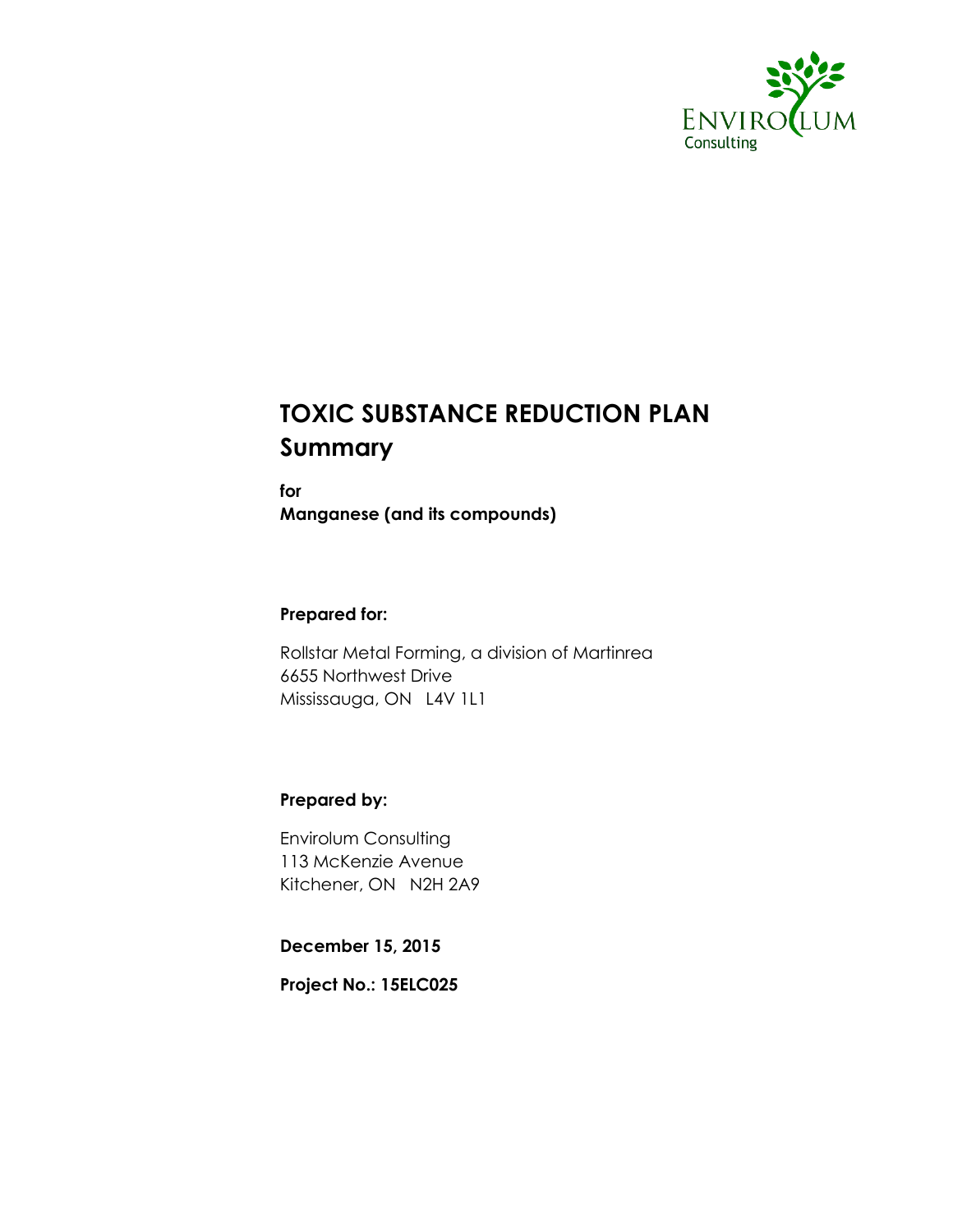ENVIROLUM
Consulting

# TOXIC SUBSTANCE REDUCTION PLAN
## Summary

**for**
**Manganese (and its compounds)**

**Prepared for:**

Rollstar Metal Forming, a division of Martinrea
6655 Northwest Drive
Mississauga, ON L4V 1L1

**Prepared by:**

Envirolum Consulting
113 McKenzie Avenue
Kitchener, ON N2H 2A9

**December 15, 2015**

**Project No.: 15ELC025**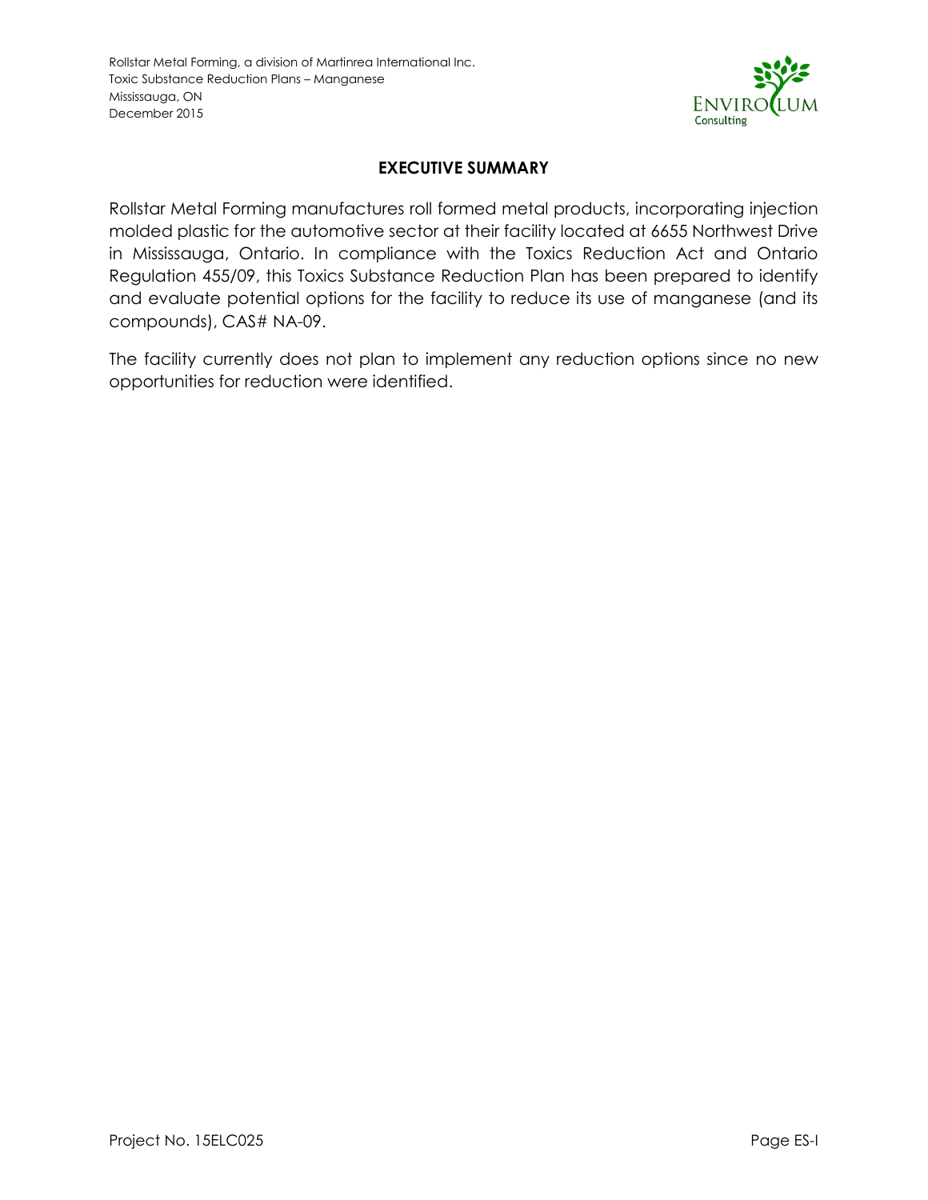## EXECUTIVE SUMMARY

Rollstar Metal Forming manufactures roll formed metal products, incorporating injection molded plastic for the automotive sector at their facility located at 6655 Northwest Drive in Mississauga, Ontario. In compliance with the Toxics Reduction Act and Ontario Regulation 455/09, this Toxics Substance Reduction Plan has been prepared to identify and evaluate potential options for the facility to reduce its use of manganese (and its compounds), CAS# NA-09.

The facility currently does not plan to implement any reduction options since no new opportunities for reduction were identified.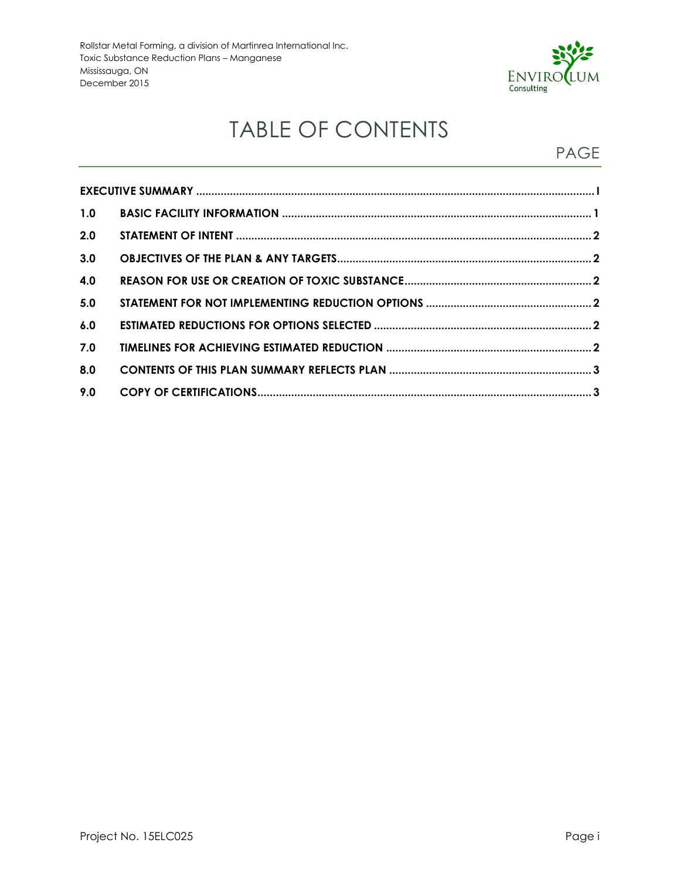# TABLE OF CONTENTS

PAGE

| | | |
|---|---|---|
| **EXECUTIVE SUMMARY** | | **I** |
| **1.0** | **BASIC FACILITY INFORMATION** | **1** |
| **2.0** | **STATEMENT OF INTENT** | **2** |
| **3.0** | **OBJECTIVES OF THE PLAN & ANY TARGETS** | **2** |
| **4.0** | **REASON FOR USE OR CREATION OF TOXIC SUBSTANCE** | **2** |
| **5.0** | **STATEMENT FOR NOT IMPLEMENTING REDUCTION OPTIONS** | **2** |
| **6.0** | **ESTIMATED REDUCTIONS FOR OPTIONS SELECTED** | **2** |
| **7.0** | **TIMELINES FOR ACHIEVING ESTIMATED REDUCTION** | **2** |
| **8.0** | **CONTENTS OF THIS PLAN SUMMARY REFLECTS PLAN** | **3** |
| **9.0** | **COPY OF CERTIFICATIONS** | **3** |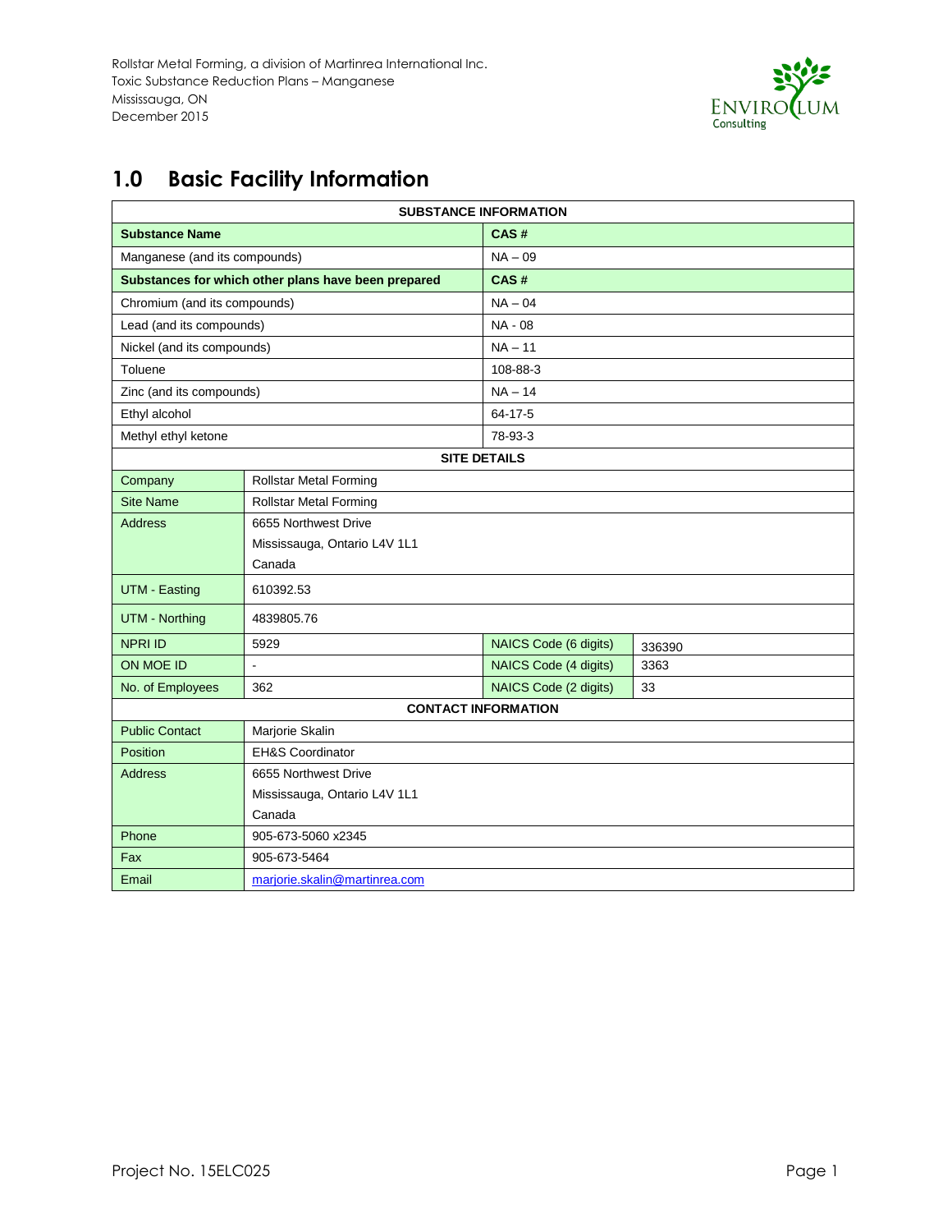## 1.0 Basic Facility Information

| SUBSTANCE INFORMATION | | | |
|---|---|---|---|
| **Substance Name** | | **CAS #** | |
| Manganese (and its compounds) | | NA – 09 | |
| **Substances for which other plans have been prepared** | | **CAS #** | |
| Chromium (and its compounds) | | NA – 04 | |
| Lead (and its compounds) | | NA - 08 | |
| Nickel (and its compounds) | | NA – 11 | |
| Toluene | | 108-88-3 | |
| Zinc (and its compounds) | | NA – 14 | |
| Ethyl alcohol | | 64-17-5 | |
| Methyl ethyl ketone | | 78-93-3 | |
| **SITE DETAILS** | | | |
| Company | Rollstar Metal Forming | | |
| Site Name | Rollstar Metal Forming | | |
| Address | 6655 Northwest Drive<br>Mississauga, Ontario L4V 1L1<br>Canada | | |
| UTM - Easting | 610392.53 | | |
| UTM - Northing | 4839805.76 | | |
| NPRI ID | 5929 | NAICS Code (6 digits) | 336390 |
| ON MOE ID | - | NAICS Code (4 digits) | 3363 |
| No. of Employees | 362 | NAICS Code (2 digits) | 33 |
| **CONTACT INFORMATION** | | | |
| Public Contact | Marjorie Skalin | | |
| Position | EH&S Coordinator | | |
| Address | 6655 Northwest Drive<br>Mississauga, Ontario L4V 1L1<br>Canada | | |
| Phone | 905-673-5060 x2345 | | |
| Fax | 905-673-5464 | | |
| Email | marjorie.skalin@martinrea.com | | |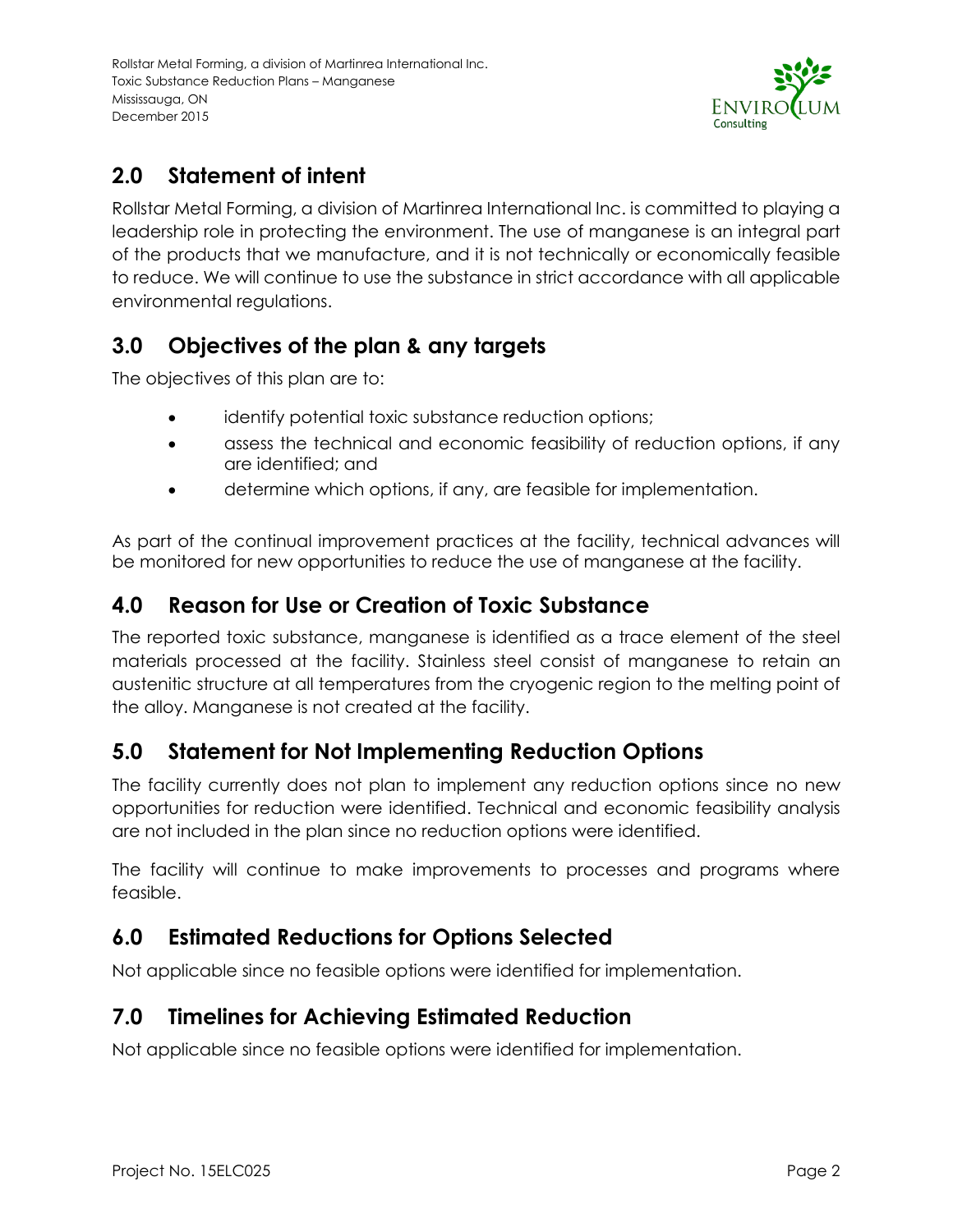## 2.0 Statement of intent

Rollstar Metal Forming, a division of Martinrea International Inc. is committed to playing a leadership role in protecting the environment. The use of manganese is an integral part of the products that we manufacture, and it is not technically or economically feasible to reduce. We will continue to use the substance in strict accordance with all applicable environmental regulations.

## 3.0 Objectives of the plan & any targets

The objectives of this plan are to:

- identify potential toxic substance reduction options;
- assess the technical and economic feasibility of reduction options, if any are identified; and
- determine which options, if any, are feasible for implementation.

As part of the continual improvement practices at the facility, technical advances will be monitored for new opportunities to reduce the use of manganese at the facility.

## 4.0 Reason for Use or Creation of Toxic Substance

The reported toxic substance, manganese is identified as a trace element of the steel materials processed at the facility. Stainless steel consist of manganese to retain an austenitic structure at all temperatures from the cryogenic region to the melting point of the alloy. Manganese is not created at the facility.

## 5.0 Statement for Not Implementing Reduction Options

The facility currently does not plan to implement any reduction options since no new opportunities for reduction were identified. Technical and economic feasibility analysis are not included in the plan since no reduction options were identified.

The facility will continue to make improvements to processes and programs where feasible.

## 6.0 Estimated Reductions for Options Selected

Not applicable since no feasible options were identified for implementation.

## 7.0 Timelines for Achieving Estimated Reduction

Not applicable since no feasible options were identified for implementation.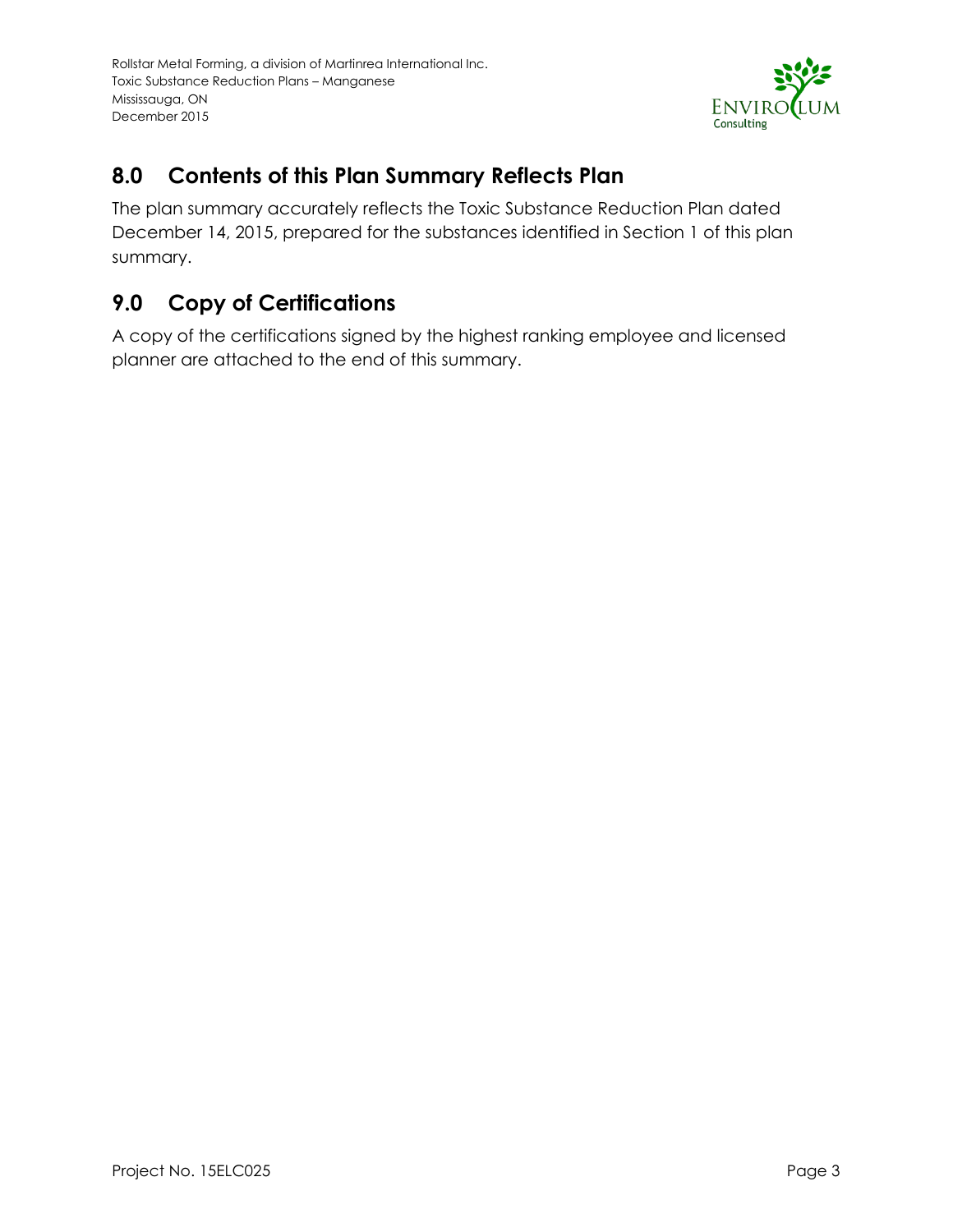## 8.0 Contents of this Plan Summary Reflects Plan

The plan summary accurately reflects the Toxic Substance Reduction Plan dated December 14, 2015, prepared for the substances identified in Section 1 of this plan summary.

## 9.0 Copy of Certifications

A copy of the certifications signed by the highest ranking employee and licensed planner are attached to the end of this summary.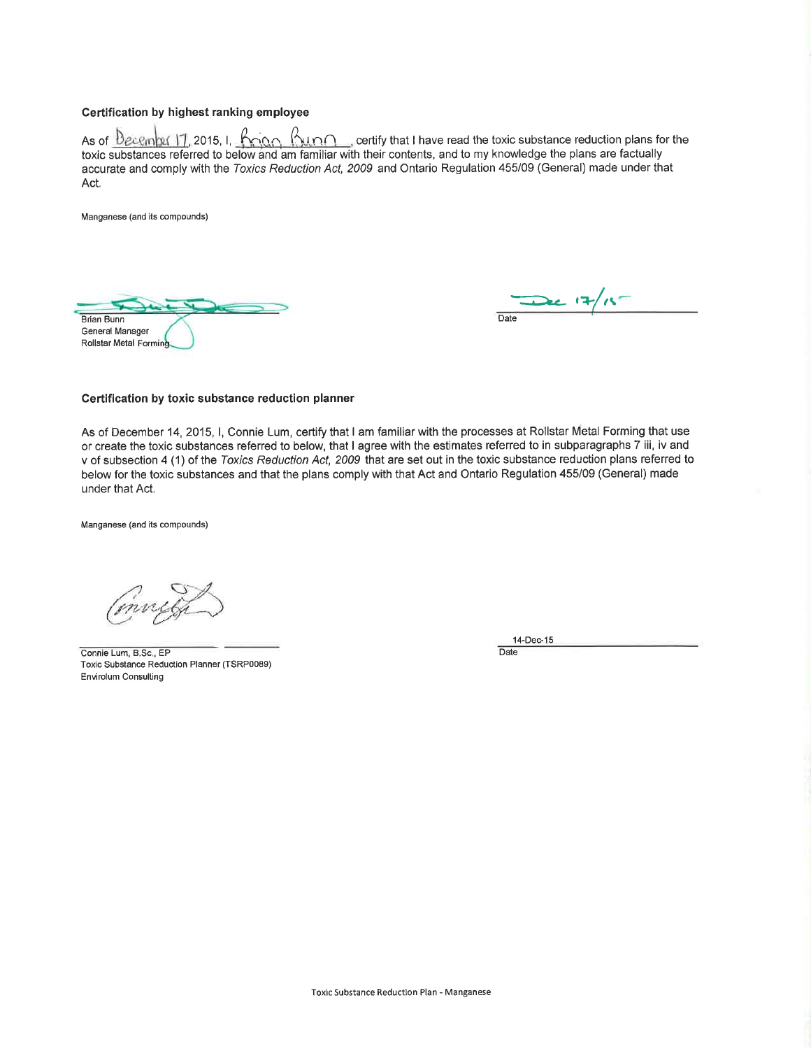**Certification by highest ranking employee**

As of December 17, 2015, I, Brian Bunn, certify that I have read the toxic substance reduction plans for the toxic substances referred to below and am familiar with their contents, and to my knowledge the plans are factually accurate and comply with the *Toxics Reduction Act, 2009* and Ontario Regulation 455/09 (General) made under that Act.

Manganese (and its compounds)

Brian Bunn
General Manager
Rollstar Metal Forming

Dec 17/15
Date

**Certification by toxic substance reduction planner**

As of December 14, 2015, I, Connie Lum, certify that I am familiar with the processes at Rollstar Metal Forming that use or create the toxic substances referred to below, that I agree with the estimates referred to in subparagraphs 7 iii, iv and v of subsection 4 (1) of the *Toxics Reduction Act, 2009* that are set out in the toxic substance reduction plans referred to below for the toxic substances and that the plans comply with that Act and Ontario Regulation 455/09 (General) made under that Act.

Manganese (and its compounds)

Connie Lum, B.Sc., EP
Toxic Substance Reduction Planner (TSRP0089)
Envirolum Consulting

14-Dec-15
Date